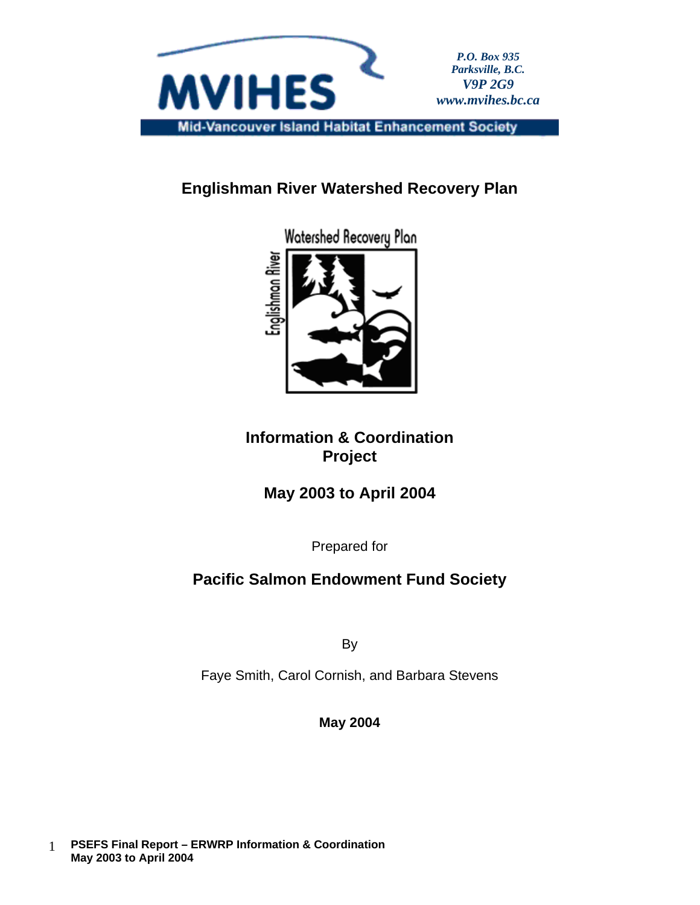MVIHES

Mid-Vancouver Island Habitat Enhancement Society

*P.O. Box 935*
*Parksville, B.C.*
*V9P 2G9*
*www.mvihes.bc.ca*

# Englishman River Watershed Recovery Plan

## Information & Coordination Project

## May 2003 to April 2004

Prepared for

## Pacific Salmon Endowment Fund Society

By

Faye Smith, Carol Cornish, and Barbara Stevens

**May 2004**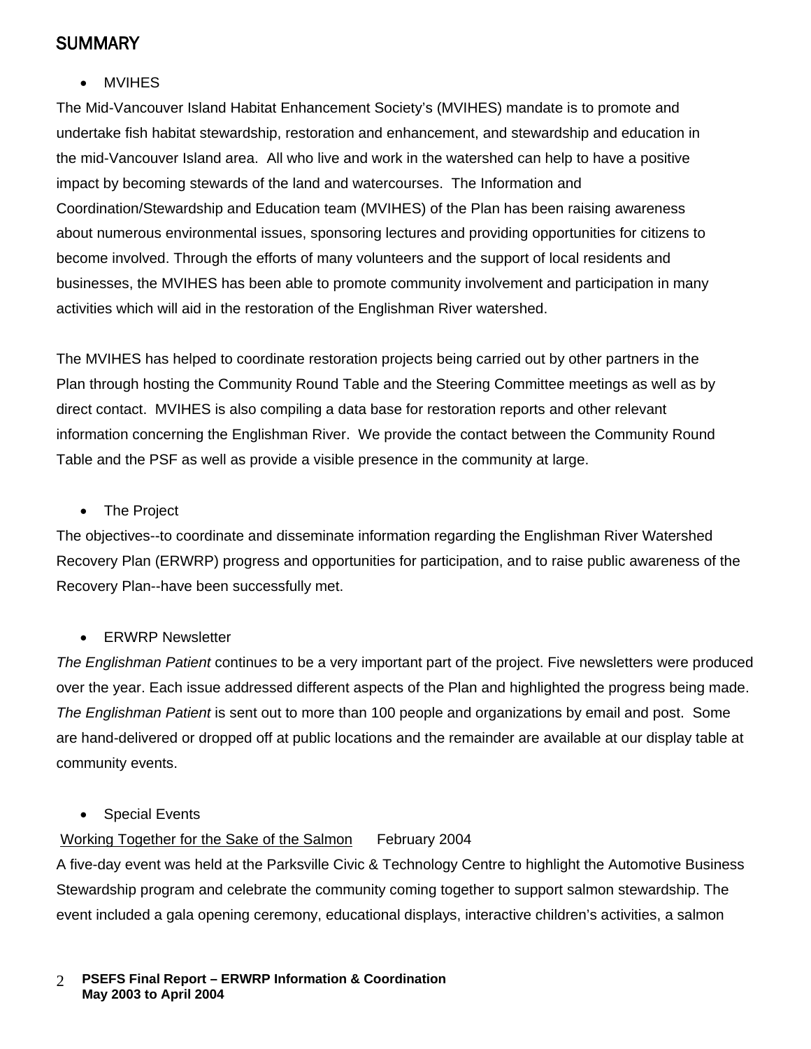## SUMMARY

- MVIHES

The Mid-Vancouver Island Habitat Enhancement Society's (MVIHES) mandate is to promote and undertake fish habitat stewardship, restoration and enhancement, and stewardship and education in the mid-Vancouver Island area. All who live and work in the watershed can help to have a positive impact by becoming stewards of the land and watercourses. The Information and Coordination/Stewardship and Education team (MVIHES) of the Plan has been raising awareness about numerous environmental issues, sponsoring lectures and providing opportunities for citizens to become involved. Through the efforts of many volunteers and the support of local residents and businesses, the MVIHES has been able to promote community involvement and participation in many activities which will aid in the restoration of the Englishman River watershed.

The MVIHES has helped to coordinate restoration projects being carried out by other partners in the Plan through hosting the Community Round Table and the Steering Committee meetings as well as by direct contact. MVIHES is also compiling a data base for restoration reports and other relevant information concerning the Englishman River. We provide the contact between the Community Round Table and the PSF as well as provide a visible presence in the community at large.

- The Project

The objectives--to coordinate and disseminate information regarding the Englishman River Watershed Recovery Plan (ERWRP) progress and opportunities for participation, and to raise public awareness of the Recovery Plan--have been successfully met.

- ERWRP Newsletter

*The Englishman Patient* continues to be a very important part of the project. Five newsletters were produced over the year. Each issue addressed different aspects of the Plan and highlighted the progress being made. *The Englishman Patient* is sent out to more than 100 people and organizations by email and post. Some are hand-delivered or dropped off at public locations and the remainder are available at our display table at community events.

- Special Events

<u>Working Together for the Sake of the Salmon</u> February 2004

A five-day event was held at the Parksville Civic & Technology Centre to highlight the Automotive Business Stewardship program and celebrate the community coming together to support salmon stewardship. The event included a gala opening ceremony, educational displays, interactive children's activities, a salmon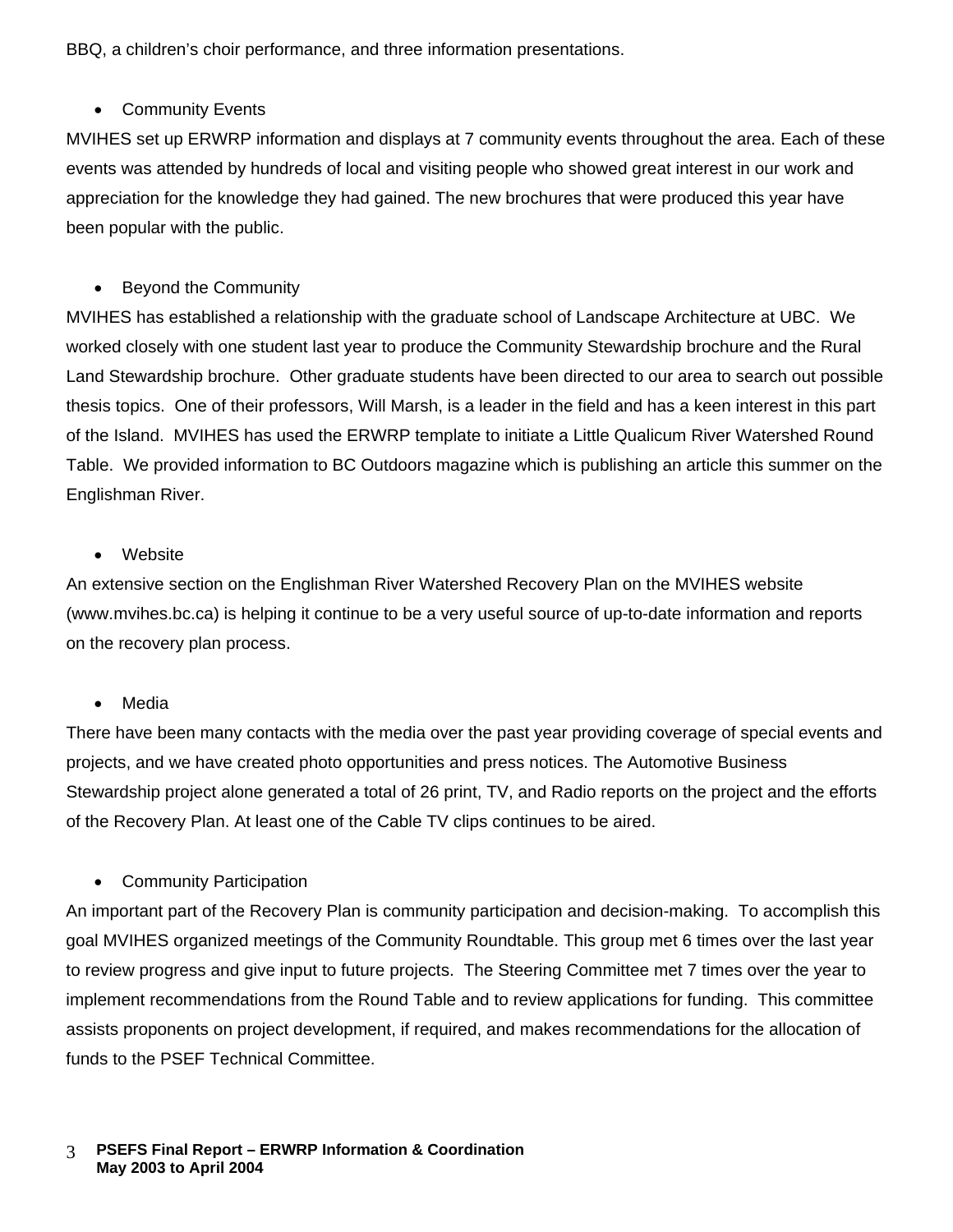BBQ, a children's choir performance, and three information presentations.

- Community Events

MVIHES set up ERWRP information and displays at 7 community events throughout the area. Each of these events was attended by hundreds of local and visiting people who showed great interest in our work and appreciation for the knowledge they had gained. The new brochures that were produced this year have been popular with the public.

- Beyond the Community

MVIHES has established a relationship with the graduate school of Landscape Architecture at UBC. We worked closely with one student last year to produce the Community Stewardship brochure and the Rural Land Stewardship brochure. Other graduate students have been directed to our area to search out possible thesis topics. One of their professors, Will Marsh, is a leader in the field and has a keen interest in this part of the Island. MVIHES has used the ERWRP template to initiate a Little Qualicum River Watershed Round Table. We provided information to BC Outdoors magazine which is publishing an article this summer on the Englishman River.

- Website

An extensive section on the Englishman River Watershed Recovery Plan on the MVIHES website (www.mvihes.bc.ca) is helping it continue to be a very useful source of up-to-date information and reports on the recovery plan process.

- Media

There have been many contacts with the media over the past year providing coverage of special events and projects, and we have created photo opportunities and press notices. The Automotive Business Stewardship project alone generated a total of 26 print, TV, and Radio reports on the project and the efforts of the Recovery Plan. At least one of the Cable TV clips continues to be aired.

- Community Participation

An important part of the Recovery Plan is community participation and decision-making. To accomplish this goal MVIHES organized meetings of the Community Roundtable. This group met 6 times over the last year to review progress and give input to future projects. The Steering Committee met 7 times over the year to implement recommendations from the Round Table and to review applications for funding. This committee assists proponents on project development, if required, and makes recommendations for the allocation of funds to the PSEF Technical Committee.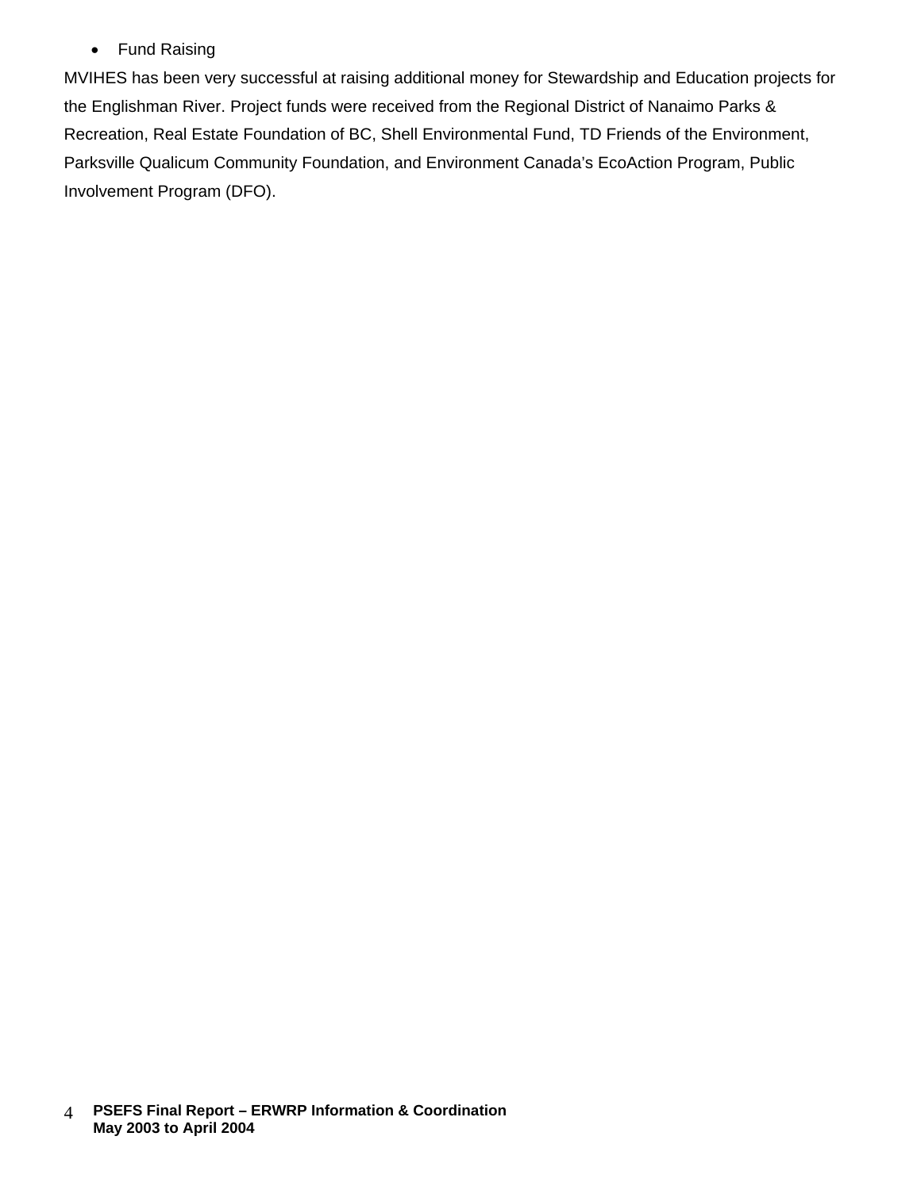- Fund Raising

MVIHES has been very successful at raising additional money for Stewardship and Education projects for the Englishman River. Project funds were received from the Regional District of Nanaimo Parks & Recreation, Real Estate Foundation of BC, Shell Environmental Fund, TD Friends of the Environment, Parksville Qualicum Community Foundation, and Environment Canada's EcoAction Program, Public Involvement Program (DFO).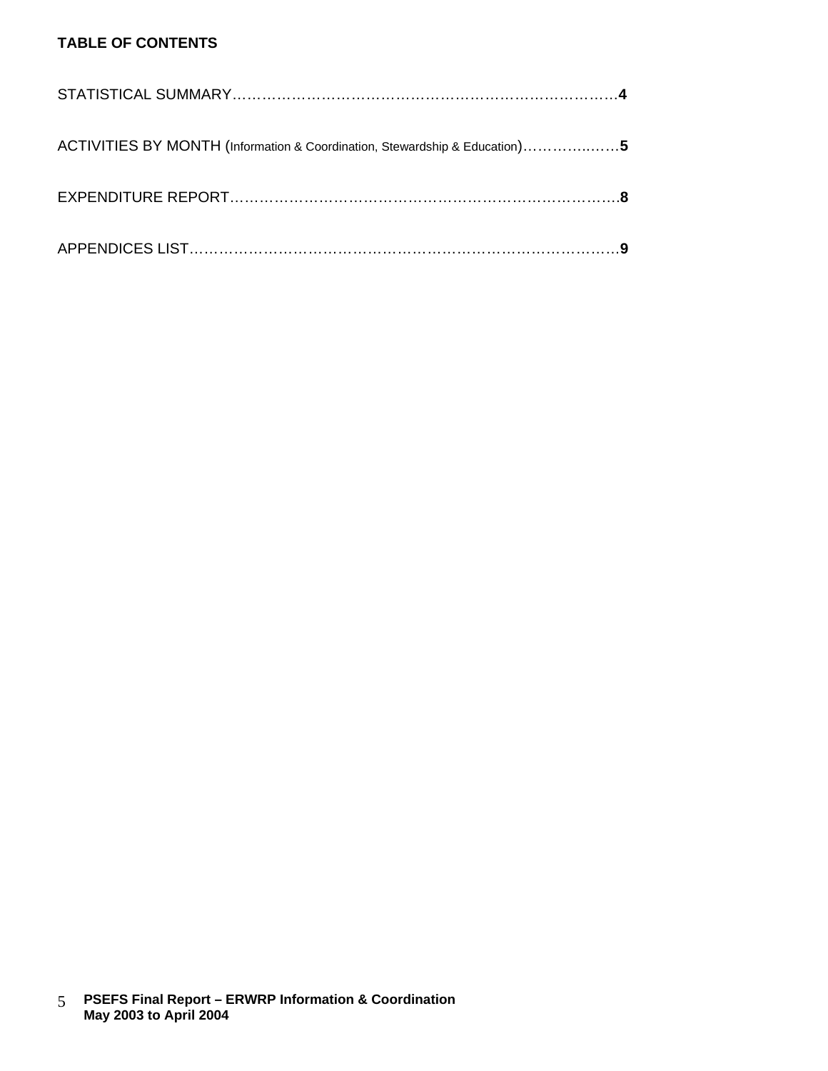**TABLE OF CONTENTS**

STATISTICAL SUMMARY……………………………………………………………………**4**

ACTIVITIES BY MONTH (Information & Coordination, Stewardship & Education)………………**5**

EXPENDITURE REPORT……………………………………………………………………**8**

APPENDICES LIST…………………………………………………………………………**9**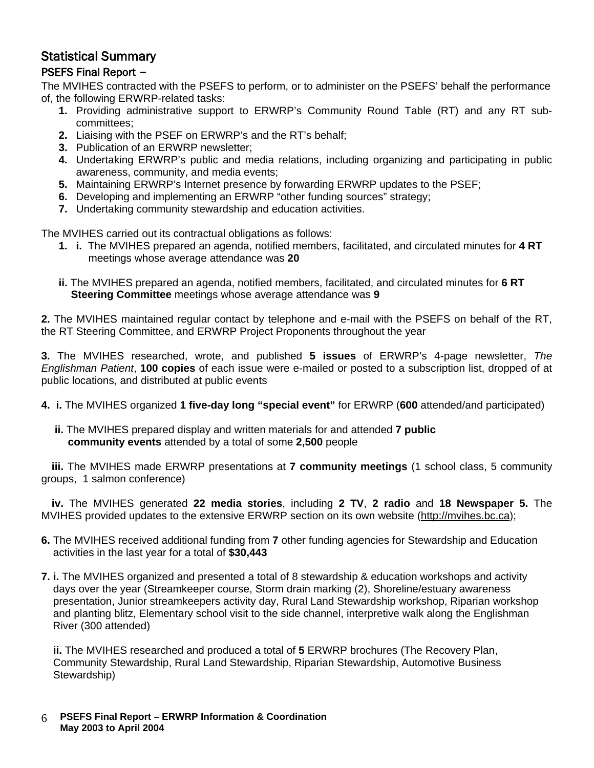## Statistical Summary

### PSEFS Final Report –

The MVIHES contracted with the PSEFS to perform, or to administer on the PSEFS' behalf the performance of, the following ERWRP-related tasks:

1. Providing administrative support to ERWRP's Community Round Table (RT) and any RT sub-committees;
2. Liaising with the PSEF on ERWRP's and the RT's behalf;
3. Publication of an ERWRP newsletter;
4. Undertaking ERWRP's public and media relations, including organizing and participating in public awareness, community, and media events;
5. Maintaining ERWRP's Internet presence by forwarding ERWRP updates to the PSEF;
6. Developing and implementing an ERWRP "other funding sources" strategy;
7. Undertaking community stewardship and education activities.

The MVIHES carried out its contractual obligations as follows:

**1. i.** The MVIHES prepared an agenda, notified members, facilitated, and circulated minutes for **4 RT** meetings whose average attendance was **20**

**ii.** The MVIHES prepared an agenda, notified members, facilitated, and circulated minutes for **6 RT Steering Committee** meetings whose average attendance was **9**

**2.** The MVIHES maintained regular contact by telephone and e-mail with the PSEFS on behalf of the RT, the RT Steering Committee, and ERWRP Project Proponents throughout the year

**3.** The MVIHES researched, wrote, and published **5 issues** of ERWRP's 4-page newsletter, *The Englishman Patient*, **100 copies** of each issue were e-mailed or posted to a subscription list, dropped of at public locations, and distributed at public events

**4. i.** The MVIHES organized **1 five-day long "special event"** for ERWRP (**600** attended/and participated)

**ii.** The MVIHES prepared display and written materials for and attended **7 public community events** attended by a total of some **2,500** people

**iii.** The MVIHES made ERWRP presentations at **7 community meetings** (1 school class, 5 community groups, 1 salmon conference)

**iv.** The MVIHES generated **22 media stories**, including **2 TV**, **2 radio** and **18 Newspaper 5.** The MVIHES provided updates to the extensive ERWRP section on its own website (http://mvihes.bc.ca);

**6.** The MVIHES received additional funding from **7** other funding agencies for Stewardship and Education activities in the last year for a total of **$30,443**

**7. i.** The MVIHES organized and presented a total of 8 stewardship & education workshops and activity days over the year (Streamkeeper course, Storm drain marking (2), Shoreline/estuary awareness presentation, Junior streamkeepers activity day, Rural Land Stewardship workshop, Riparian workshop and planting blitz, Elementary school visit to the side channel, interpretive walk along the Englishman River (300 attended)

**ii.** The MVIHES researched and produced a total of **5** ERWRP brochures (The Recovery Plan, Community Stewardship, Rural Land Stewardship, Riparian Stewardship, Automotive Business Stewardship)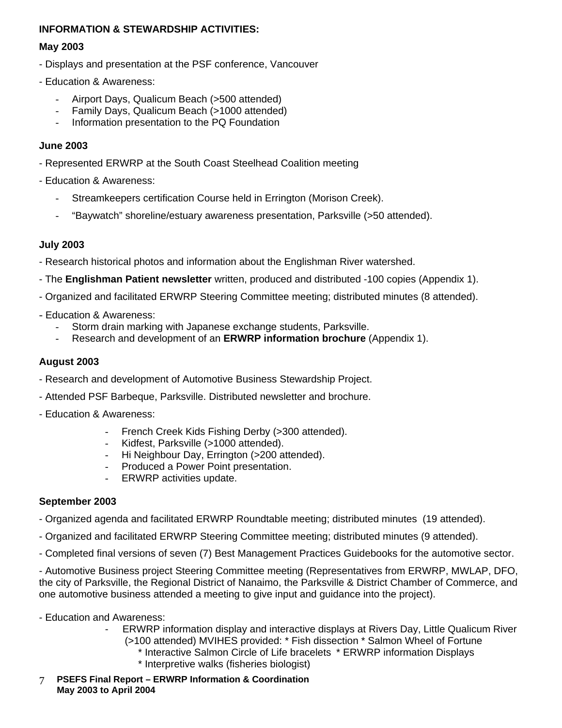**INFORMATION & STEWARDSHIP ACTIVITIES:**

**May 2003**

- Displays and presentation at the PSF conference, Vancouver

- Education & Awareness:

    - Airport Days, Qualicum Beach (>500 attended)
    - Family Days, Qualicum Beach (>1000 attended)
    - Information presentation to the PQ Foundation

**June 2003**

- Represented ERWRP at the South Coast Steelhead Coalition meeting

- Education & Awareness:

    - Streamkeepers certification Course held in Errington (Morison Creek).
    - "Baywatch" shoreline/estuary awareness presentation, Parksville (>50 attended).

**July 2003**

- Research historical photos and information about the Englishman River watershed.

- The **Englishman Patient newsletter** written, produced and distributed -100 copies (Appendix 1).

- Organized and facilitated ERWRP Steering Committee meeting; distributed minutes (8 attended).

- Education & Awareness:
    - Storm drain marking with Japanese exchange students, Parksville.
    - Research and development of an **ERWRP information brochure** (Appendix 1).

**August 2003**

- Research and development of Automotive Business Stewardship Project.

- Attended PSF Barbeque, Parksville. Distributed newsletter and brochure.

- Education & Awareness:

    - French Creek Kids Fishing Derby (>300 attended).
    - Kidfest, Parksville (>1000 attended).
    - Hi Neighbour Day, Errington (>200 attended).
    - Produced a Power Point presentation.
    - ERWRP activities update.

**September 2003**

- Organized agenda and facilitated ERWRP Roundtable meeting; distributed minutes (19 attended).

- Organized and facilitated ERWRP Steering Committee meeting; distributed minutes (9 attended).

- Completed final versions of seven (7) Best Management Practices Guidebooks for the automotive sector.

- Automotive Business project Steering Committee meeting (Representatives from ERWRP, MWLAP, DFO, the city of Parksville, the Regional District of Nanaimo, the Parksville & District Chamber of Commerce, and one automotive business attended a meeting to give input and guidance into the project).

- Education and Awareness:
    - ERWRP information display and interactive displays at Rivers Day, Little Qualicum River (>100 attended) MVIHES provided: * Fish dissection * Salmon Wheel of Fortune * Interactive Salmon Circle of Life bracelets * ERWRP information Displays * Interpretive walks (fisheries biologist)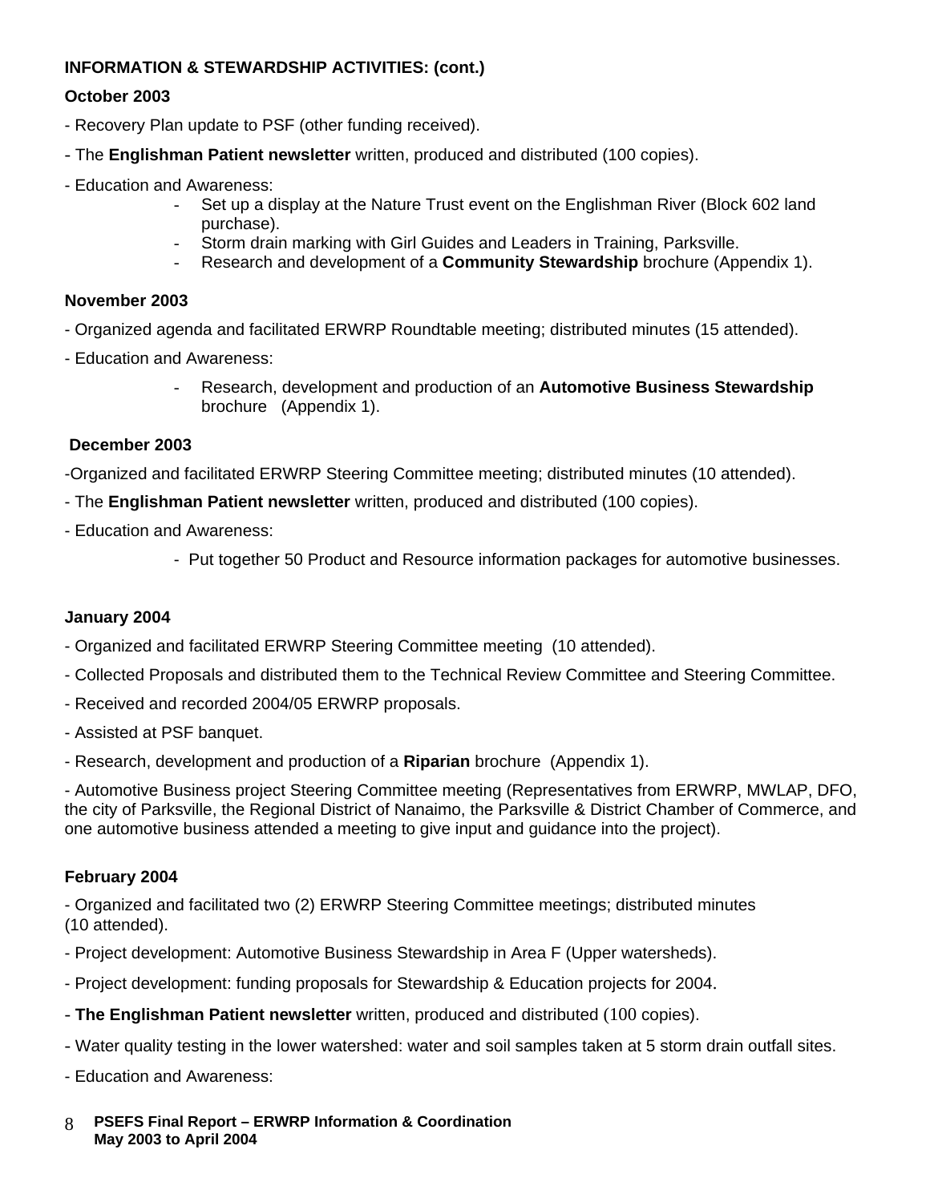**INFORMATION & STEWARDSHIP ACTIVITIES: (cont.)**

**October 2003**

- Recovery Plan update to PSF (other funding received).

- The **Englishman Patient newsletter** written, produced and distributed (100 copies).

- Education and Awareness:
    - Set up a display at the Nature Trust event on the Englishman River (Block 602 land purchase).
    - Storm drain marking with Girl Guides and Leaders in Training, Parksville.
    - Research and development of a **Community Stewardship** brochure (Appendix 1).

**November 2003**

- Organized agenda and facilitated ERWRP Roundtable meeting; distributed minutes (15 attended).

- Education and Awareness:
    - Research, development and production of an **Automotive Business Stewardship** brochure (Appendix 1).

**December 2003**

-Organized and facilitated ERWRP Steering Committee meeting; distributed minutes (10 attended).

- The **Englishman Patient newsletter** written, produced and distributed (100 copies).

- Education and Awareness:
    - Put together 50 Product and Resource information packages for automotive businesses.

**January 2004**

- Organized and facilitated ERWRP Steering Committee meeting (10 attended).

- Collected Proposals and distributed them to the Technical Review Committee and Steering Committee.

- Received and recorded 2004/05 ERWRP proposals.

- Assisted at PSF banquet.

- Research, development and production of a **Riparian** brochure (Appendix 1).

- Automotive Business project Steering Committee meeting (Representatives from ERWRP, MWLAP, DFO, the city of Parksville, the Regional District of Nanaimo, the Parksville & District Chamber of Commerce, and one automotive business attended a meeting to give input and guidance into the project).

**February 2004**

- Organized and facilitated two (2) ERWRP Steering Committee meetings; distributed minutes (10 attended).

- Project development: Automotive Business Stewardship in Area F (Upper watersheds).

- Project development: funding proposals for Stewardship & Education projects for 2004.

- **The Englishman Patient newsletter** written, produced and distributed (100 copies).

- Water quality testing in the lower watershed: water and soil samples taken at 5 storm drain outfall sites.

- Education and Awareness: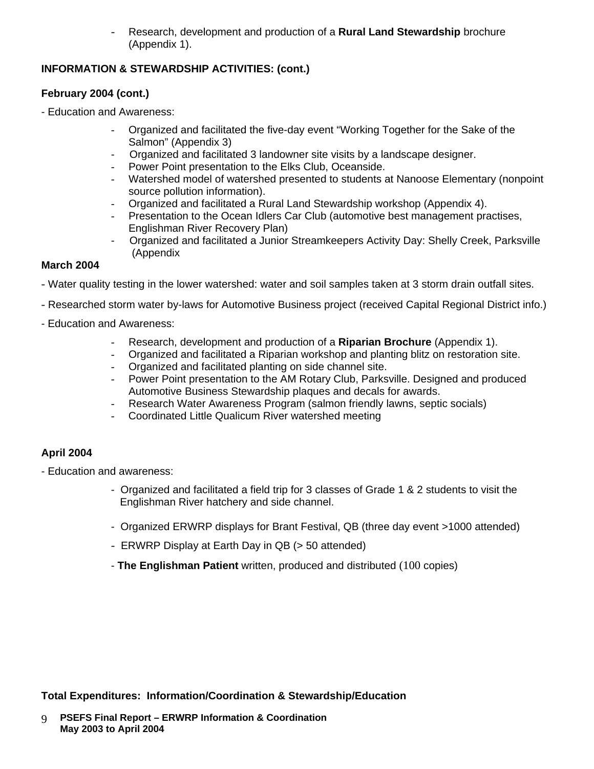- Research, development and production of a **Rural Land Stewardship** brochure (Appendix 1).

**INFORMATION & STEWARDSHIP ACTIVITIES: (cont.)**

**February 2004 (cont.)**

- Education and Awareness:

  - Organized and facilitated the five-day event "Working Together for the Sake of the Salmon" (Appendix 3)
  - Organized and facilitated 3 landowner site visits by a landscape designer.
  - Power Point presentation to the Elks Club, Oceanside.
  - Watershed model of watershed presented to students at Nanoose Elementary (nonpoint source pollution information).
  - Organized and facilitated a Rural Land Stewardship workshop (Appendix 4).
  - Presentation to the Ocean Idlers Car Club (automotive best management practises, Englishman River Recovery Plan)
  - Organized and facilitated a Junior Streamkeepers Activity Day: Shelly Creek, Parksville (Appendix

**March 2004**

- Water quality testing in the lower watershed: water and soil samples taken at 3 storm drain outfall sites.

- Researched storm water by-laws for Automotive Business project (received Capital Regional District info.)

- Education and Awareness:

  - Research, development and production of a **Riparian Brochure** (Appendix 1).
  - Organized and facilitated a Riparian workshop and planting blitz on restoration site.
  - Organized and facilitated planting on side channel site.
  - Power Point presentation to the AM Rotary Club, Parksville. Designed and produced Automotive Business Stewardship plaques and decals for awards.
  - Research Water Awareness Program (salmon friendly lawns, septic socials)
  - Coordinated Little Qualicum River watershed meeting

**April 2004**

- Education and awareness:

  - Organized and facilitated a field trip for 3 classes of Grade 1 & 2 students to visit the Englishman River hatchery and side channel.
  - Organized ERWRP displays for Brant Festival, QB (three day event >1000 attended)
  - ERWRP Display at Earth Day in QB (> 50 attended)
  - **The Englishman Patient** written, produced and distributed (100 copies)

**Total Expenditures: Information/Coordination & Stewardship/Education**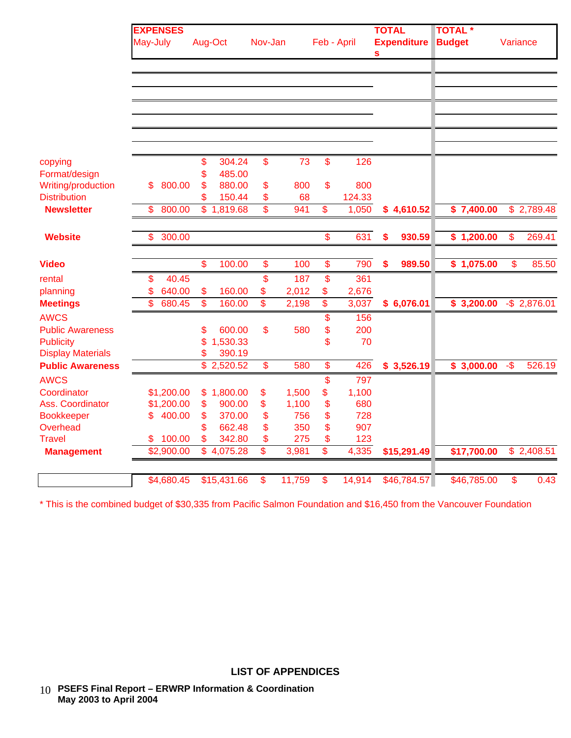| | EXPENSES May-July | Aug-Oct | Nov-Jan | Feb - April | TOTAL Expenditures | TOTAL * Budget | Variance |
|---|---|---|---|---|---|---|---|
| copying | | $ 304.24 | $ 73 | $ 126 | | | |
| Format/design | | $ 485.00 | | | | | |
| Writing/production | $ 800.00 | $ 880.00 | $ 800 | $ 800 | | | |
| Distribution | | $ 150.44 | $ 68 | 124.33 | | | |
| **Newsletter** | $ 800.00 | $ 1,819.68 | $ 941 | $ 1,050 | **$ 4,610.52** | **$ 7,400.00** | $ 2,789.48 |
| **Website** | $ 300.00 | | | $ 631 | **$ 930.59** | **$ 1,200.00** | $ 269.41 |
| **Video** | | $ 100.00 | $ 100 | $ 790 | **$ 989.50** | **$ 1,075.00** | $ 85.50 |
| rental | $ 40.45 | | $ 187 | $ 361 | | | |
| planning | $ 640.00 | $ 160.00 | $ 2,012 | $ 2,676 | | | |
| **Meetings** | $ 680.45 | $ 160.00 | $ 2,198 | $ 3,037 | **$ 6,076.01** | **$ 3,200.00** | -$ 2,876.01 |
| AWCS | | | | $ 156 | | | |
| Public Awareness | | $ 600.00 | $ 580 | $ 200 | | | |
| Publicity | | $ 1,530.33 | | $ 70 | | | |
| Display Materials | | $ 390.19 | | | | | |
| **Public Awareness** | | $ 2,520.52 | $ 580 | $ 426 | **$ 3,526.19** | **$ 3,000.00** | -$ 526.19 |
| AWCS | | | | $ 797 | | | |
| Coordinator | $1,200.00 | $ 1,800.00 | $ 1,500 | $ 1,100 | | | |
| Ass. Coordinator | $1,200.00 | $ 900.00 | $ 1,100 | $ 680 | | | |
| Bookkeeper | $ 400.00 | $ 370.00 | $ 756 | $ 728 | | | |
| Overhead | | $ 662.48 | $ 350 | $ 907 | | | |
| Travel | $ 100.00 | $ 342.80 | $ 275 | $ 123 | | | |
| **Management** | $2,900.00 | $ 4,075.28 | $ 3,981 | $ 4,335 | **$15,291.49** | **$17,700.00** | $ 2,408.51 |
| | $4,680.45 | $15,431.66 | $ 11,759 | $ 14,914 | $46,784.57 | $46,785.00 | $ 0.43 |

* This is the combined budget of $30,335 from Pacific Salmon Foundation and $16,450 from the Vancouver Foundation

## LIST OF APPENDICES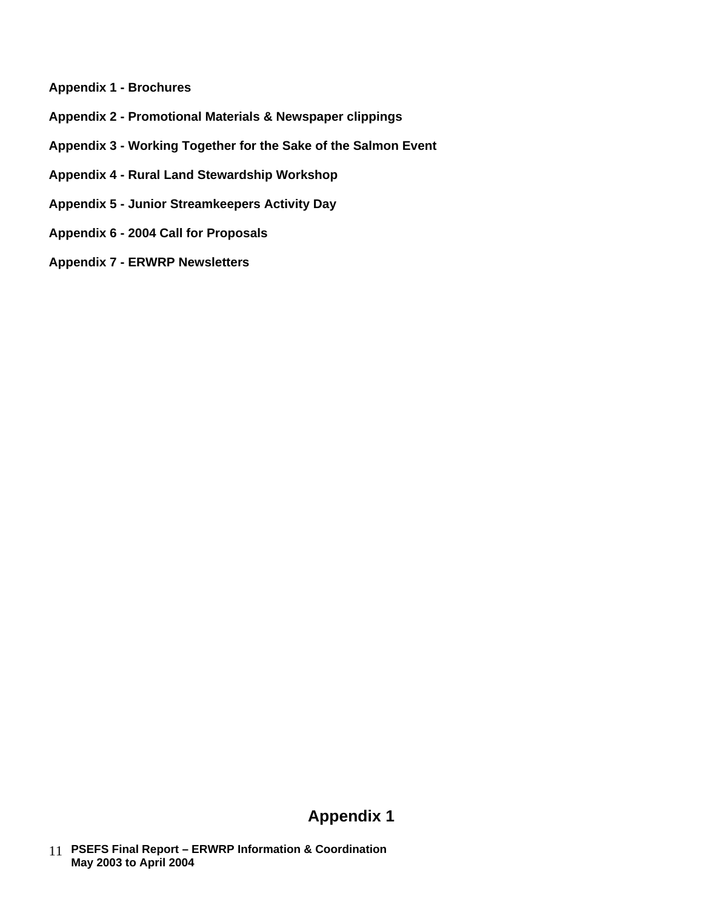**Appendix 1 - Brochures**

**Appendix 2 - Promotional Materials & Newspaper clippings**

**Appendix 3 - Working Together for the Sake of the Salmon Event**

**Appendix 4 - Rural Land Stewardship Workshop**

**Appendix 5 - Junior Streamkeepers Activity Day**

**Appendix 6 - 2004 Call for Proposals**

**Appendix 7 - ERWRP Newsletters**

# Appendix 1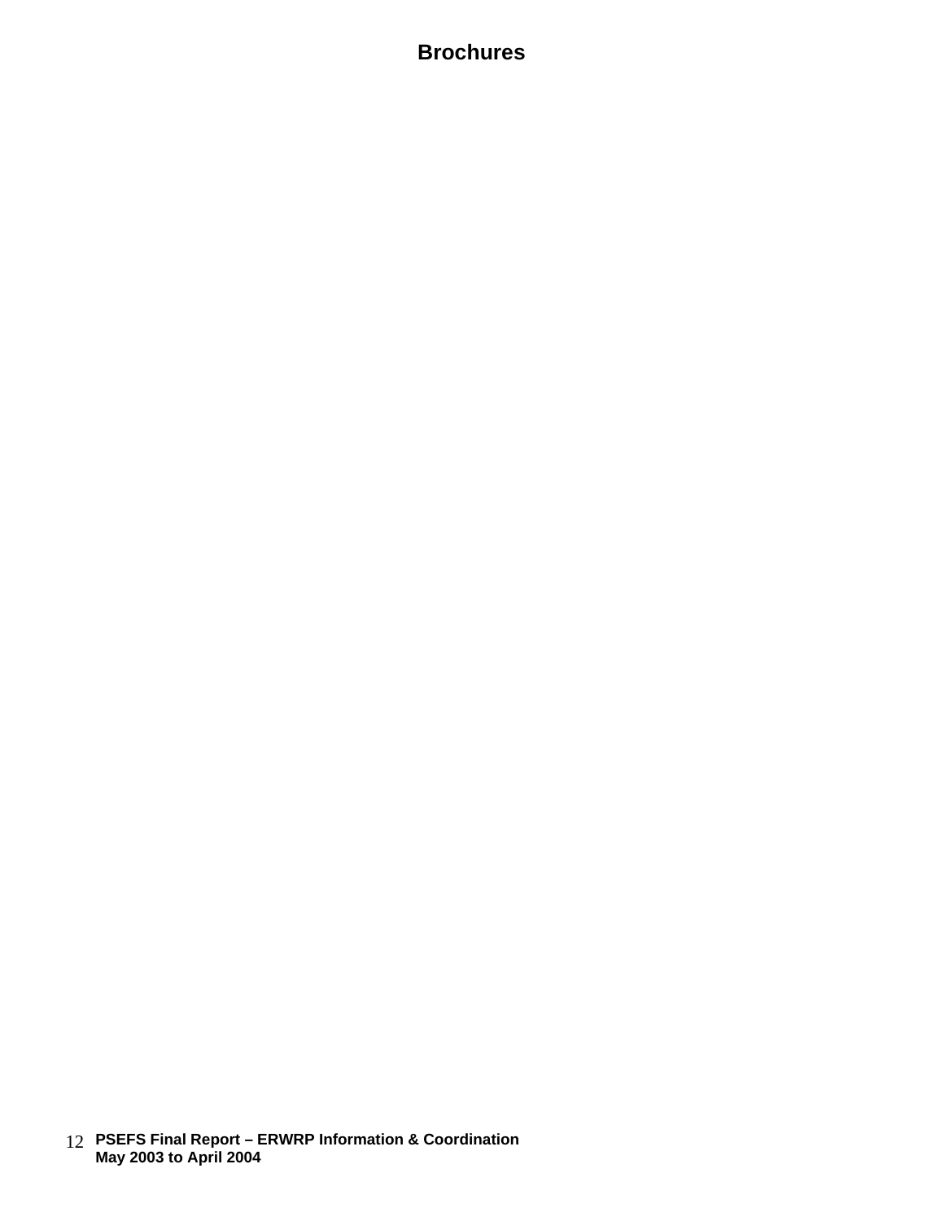# Brochures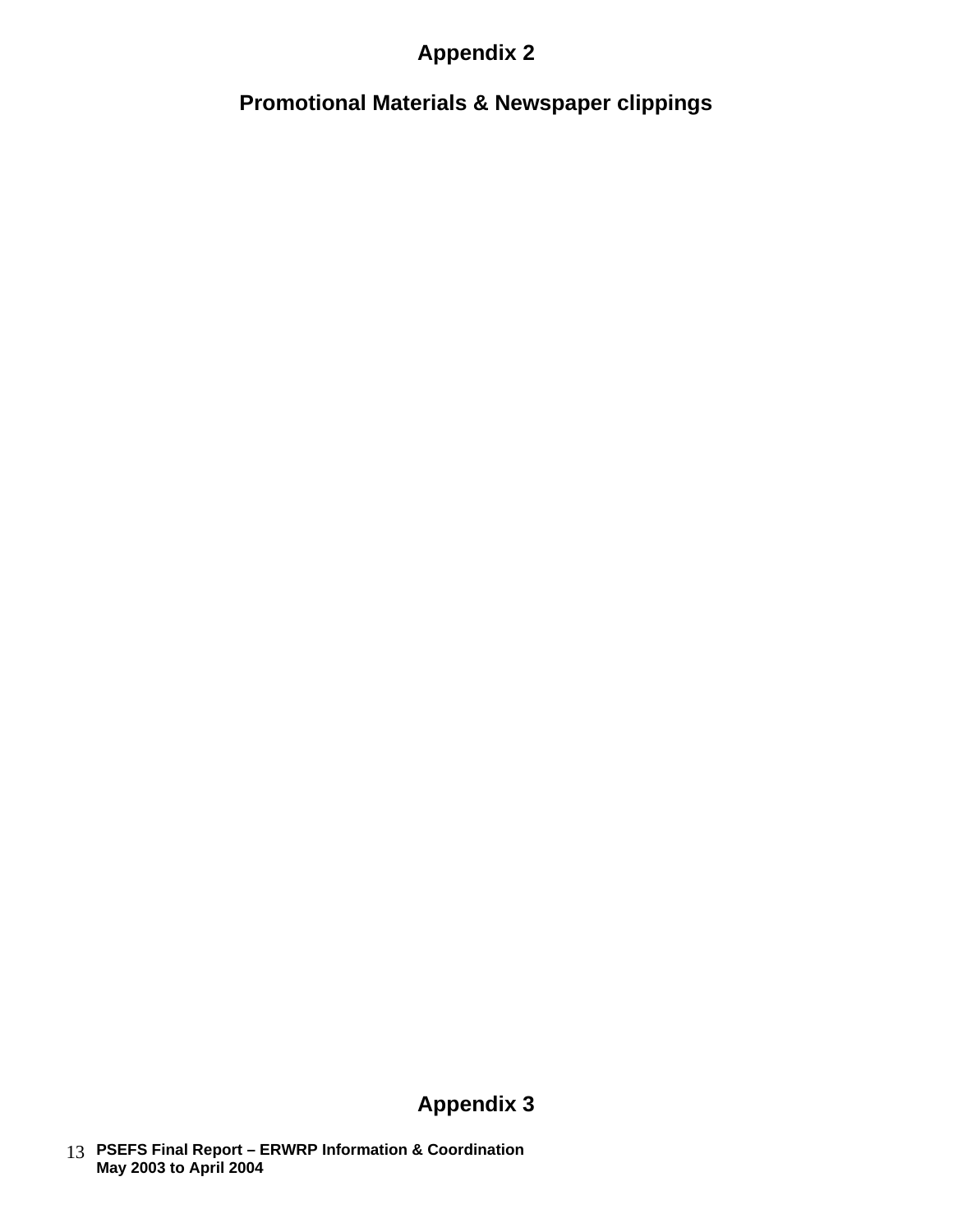# Appendix 2

## Promotional Materials & Newspaper clippings

# Appendix 3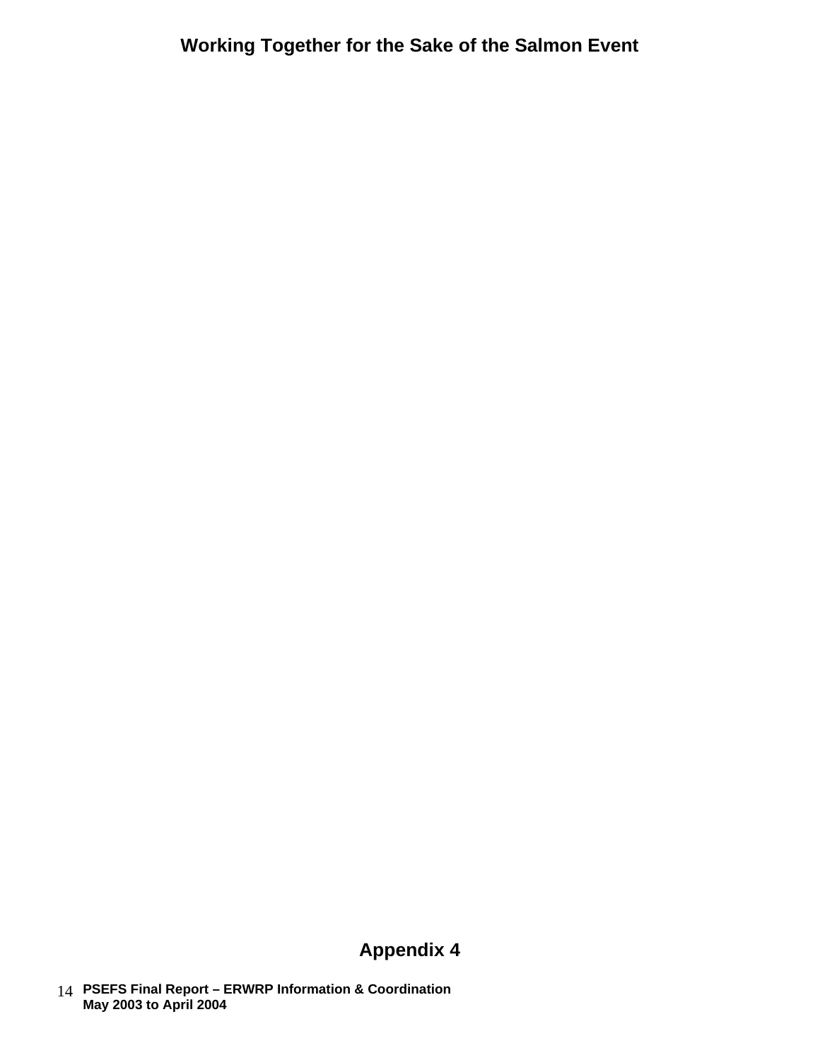## Working Together for the Sake of the Salmon Event

## Appendix 4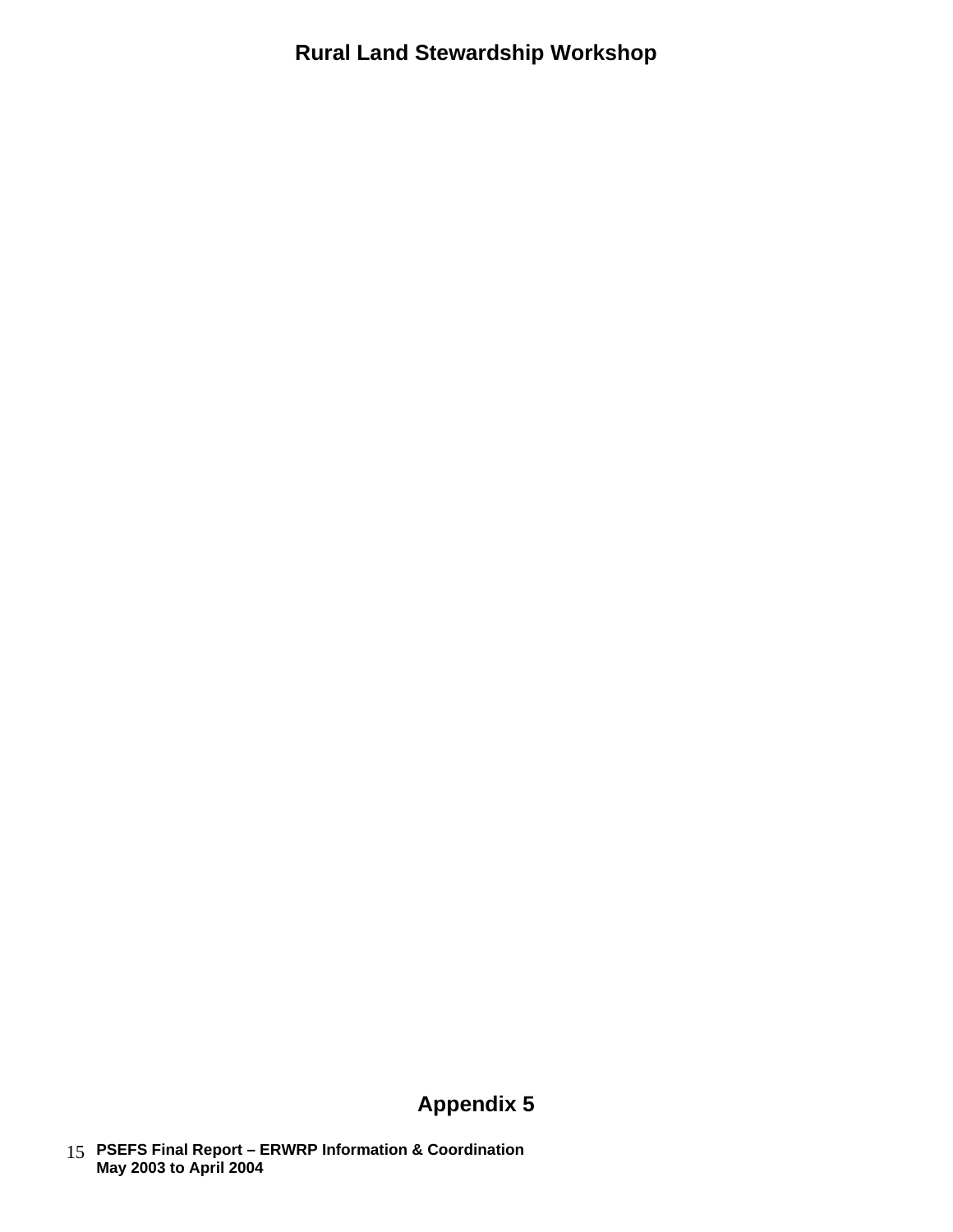# Rural Land Stewardship Workshop

## Appendix 5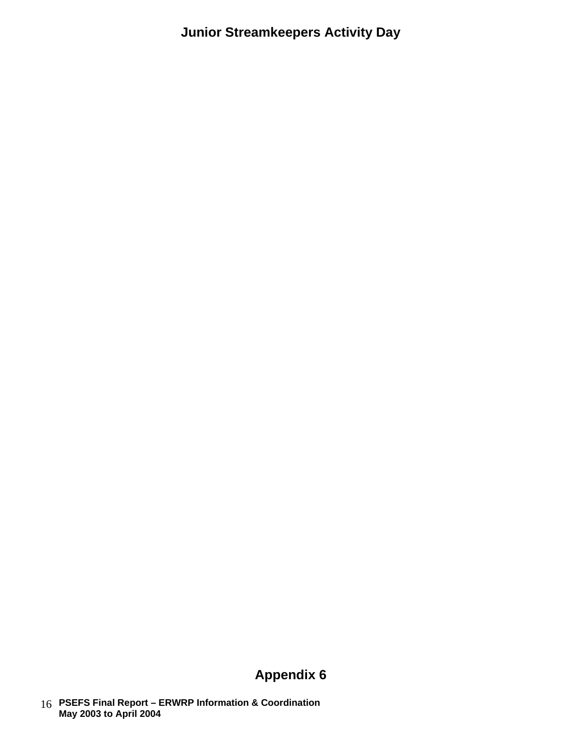# Junior Streamkeepers Activity Day

## Appendix 6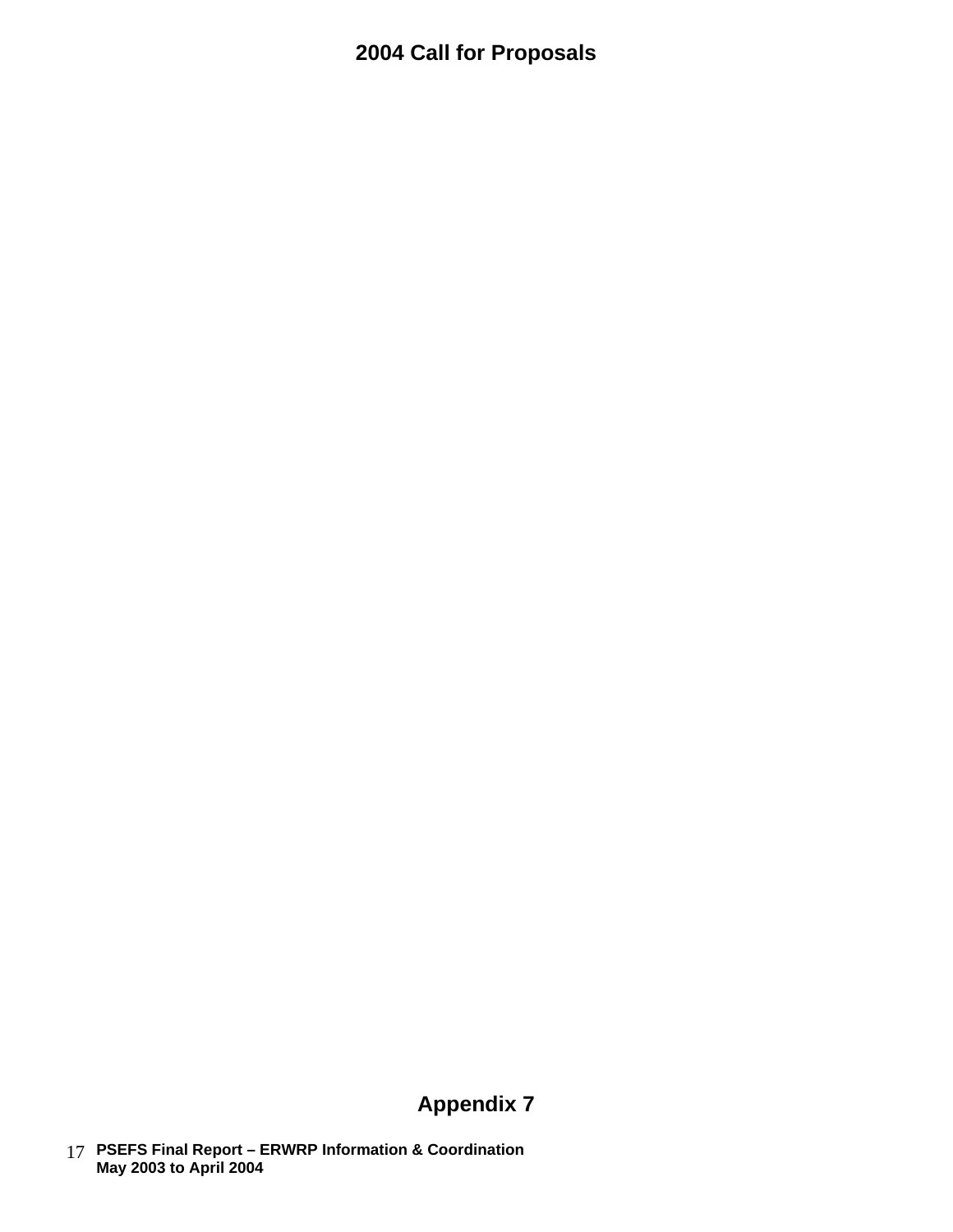# 2004 Call for Proposals

## Appendix 7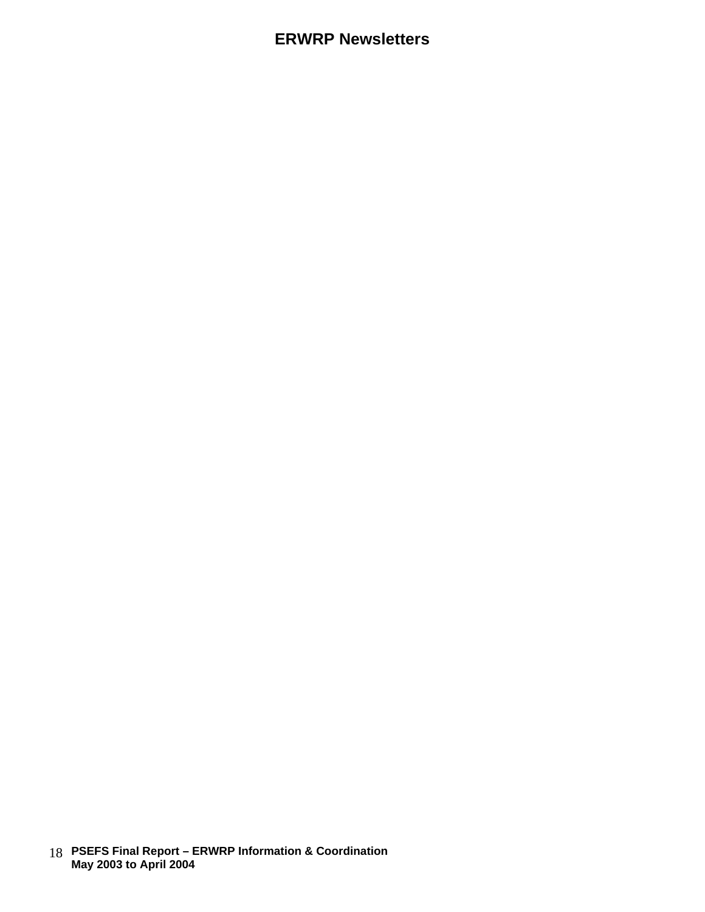# ERWRP Newsletters